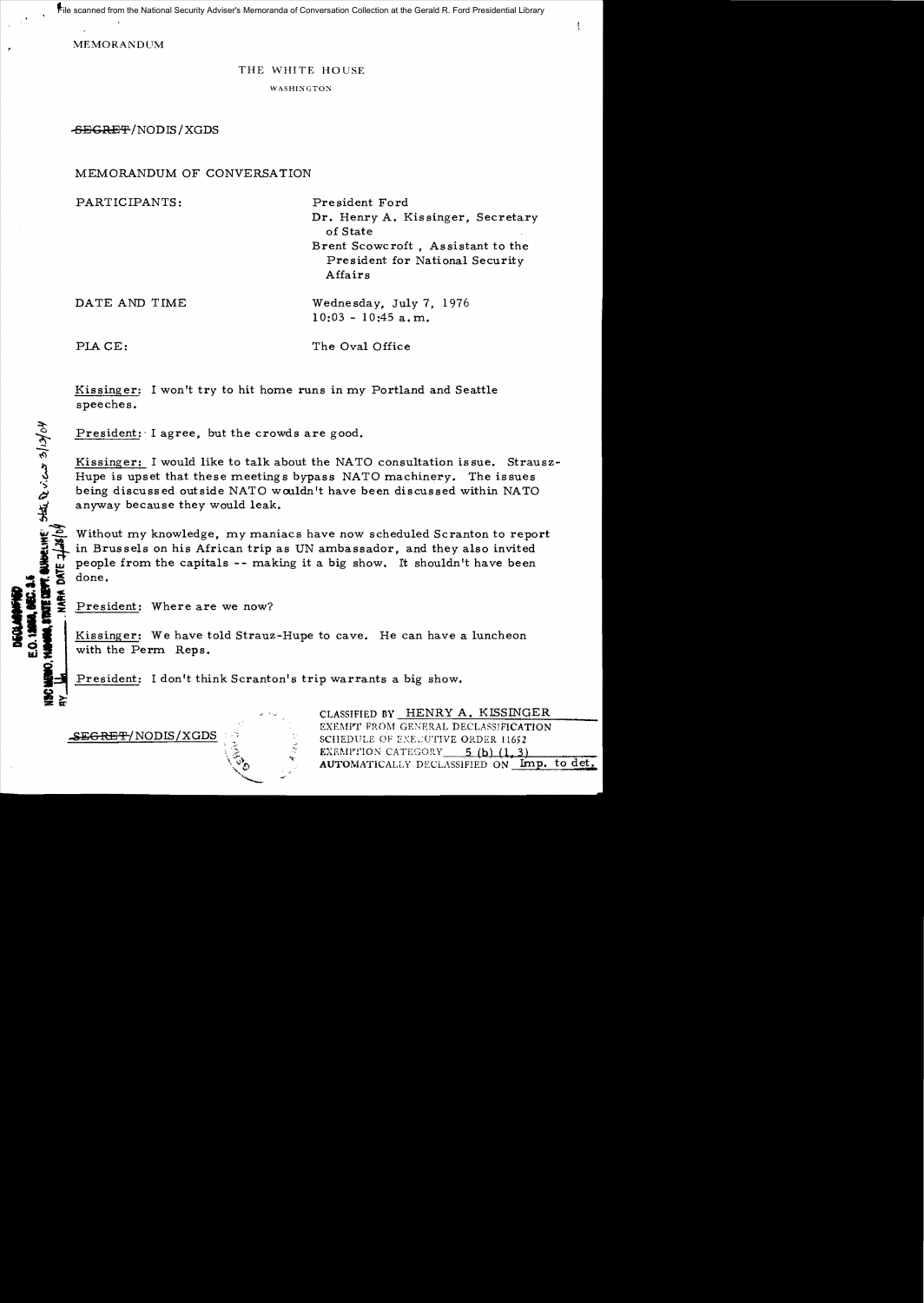File scanned from the National Security Adviser's Memoranda of Conversation Collection at the Gerald R. Ford Presidential Library

MEMORANDUM

THE WHITE HOUSE

WASHINGTON

~~SECRET~~/NODIS/XGDS

MEMORANDUM OF CONVERSATION

PARTICIPANTS: President Ford
Dr. Henry A. Kissinger, Secretary of State
Brent Scowcroft, Assistant to the President for National Security Affairs

DATE AND TIME: Wednesday, July 7, 1976
10:03 - 10:45 a.m.

PLACE: The Oval Office

Kissinger: I won't try to hit home runs in my Portland and Seattle speeches.

President: I agree, but the crowds are good.

Kissinger: I would like to talk about the NATO consultation issue. Strausz-Hupe is upset that these meetings bypass NATO machinery. The issues being discussed outside NATO wouldn't have been discussed within NATO anyway because they would leak.

Without my knowledge, my maniacs have now scheduled Scranton to report in Brussels on his African trip as UN ambassador, and they also invited people from the capitals -- making it a big show. It shouldn't have been done.

President: Where are we now?

Kissinger: We have told Strauz-Hupe to cave. He can have a luncheon with the Perm Reps.

President: I don't think Scranton's trip warrants a big show.

~~SECRET~~/NODIS/XGDS

CLASSIFIED BY HENRY A. KISSINGER
EXEMPT FROM GENERAL DECLASSIFICATION
SCHEDULE OF EXECUTIVE ORDER 11652
EXEMPTION CATEGORY 5 (b) (1, 3)
AUTOMATICALLY DECLASSIFIED ON Imp. to det.

DECLASSIFIED
E.O. 12958, SEC. 3.5
NSC MEMO, 11/24/98, STATE DEPT. GUIDELINES, State Review 3/13/04
BY ___ NARA DATE 7/28/04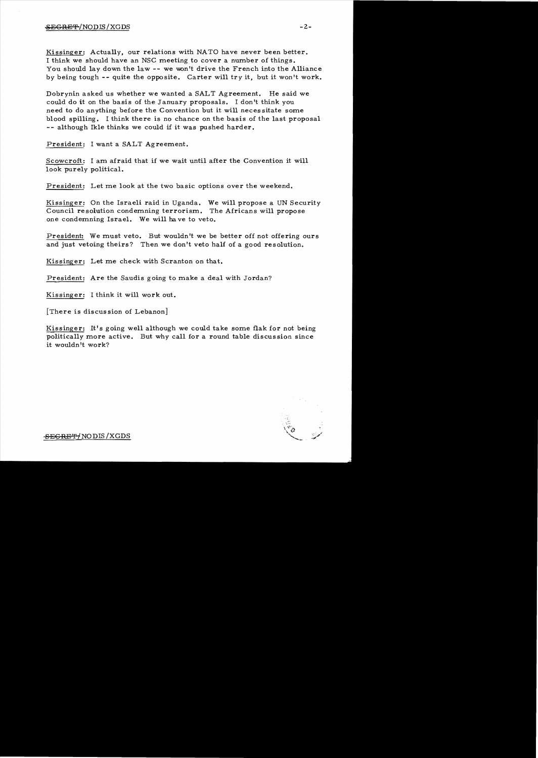Kissinger: Actually, our relations with NATO have never been better. I think we should have an NSC meeting to cover a number of things. You should lay down the law -- we won't drive the French into the Alliance by being tough -- quite the opposite. Carter will try it, but it won't work.

Dobrynin asked us whether we wanted a SALT Agreement. He said we could do it on the basis of the January proposals. I don't think you need to do anything before the Convention but it will necessitate some blood spilling. I think there is no chance on the basis of the last proposal -- although Ikle thinks we could if it was pushed harder.

President: I want a SALT Agreement.

Scowcroft: I am afraid that if we wait until after the Convention it will look purely political.

President: Let me look at the two basic options over the weekend.

Kissinger: On the Israeli raid in Uganda. We will propose a UN Security Council resolution condemning terrorism. The Africans will propose one condemning Israel. We will have to veto.

President: We must veto. But wouldn't we be better off not offering ours and just vetoing theirs? Then we don't veto half of a good resolution.

Kissinger: Let me check with Scranton on that.

President: Are the Saudis going to make a deal with Jordan?

Kissinger: I think it will work out.

[There is discussion of Lebanon]

Kissinger: It's going well although we could take some flak for not being politically more active. But why call for a round table discussion since it wouldn't work?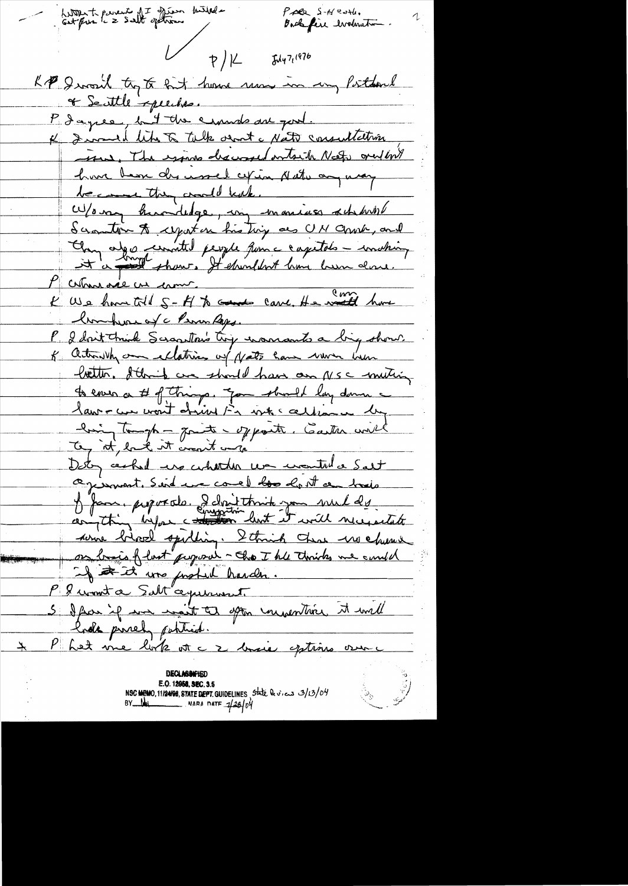Letter to parents of I Opium hailed -
Get from K 2 Salt options

Press S-H Coast.
Back fire evaluation.

P/K July 7, 1976

K I would try to hit home more in my Portland & Seattle speeches.

P I agree, but the crowds are good.

K I would like to talk about NATO consultation issue. The issues discussed with NATO wouldn't have been discussed efin NATO anyway because they would leak.

W/o my knowledge, my mania school Scranton to report on his trip as UN amb, and they also invited people from capitals - making it a huge show. It shouldn't have been done.

P What are we now.

K We have told S-H to come cave. He would have luncheon at Perm Reps.

P I don't think Scranton's trip warrants a big show.

K Actually our relations w/ NATO have never been better. I think we should have an NSC meeting to cover a # of things. You should lay down the law - we won't drive to vote alliance by being tough - quite opposite. Carter will try it, but it won't work.

Doby asked us whether we wanted a Salt agreement. Said we could do it on basis of Jan. proposals. I don't think you need do anything before convention but it will necessitate some blood spilling. I think there was chance on basis of last proposal - Cho I hle thinks we could if it was pushed harder.

P I want a Salt agreement.

S I fear if we wait til after convention it will look purely political.

\* P Let me look at the 2 basic options over the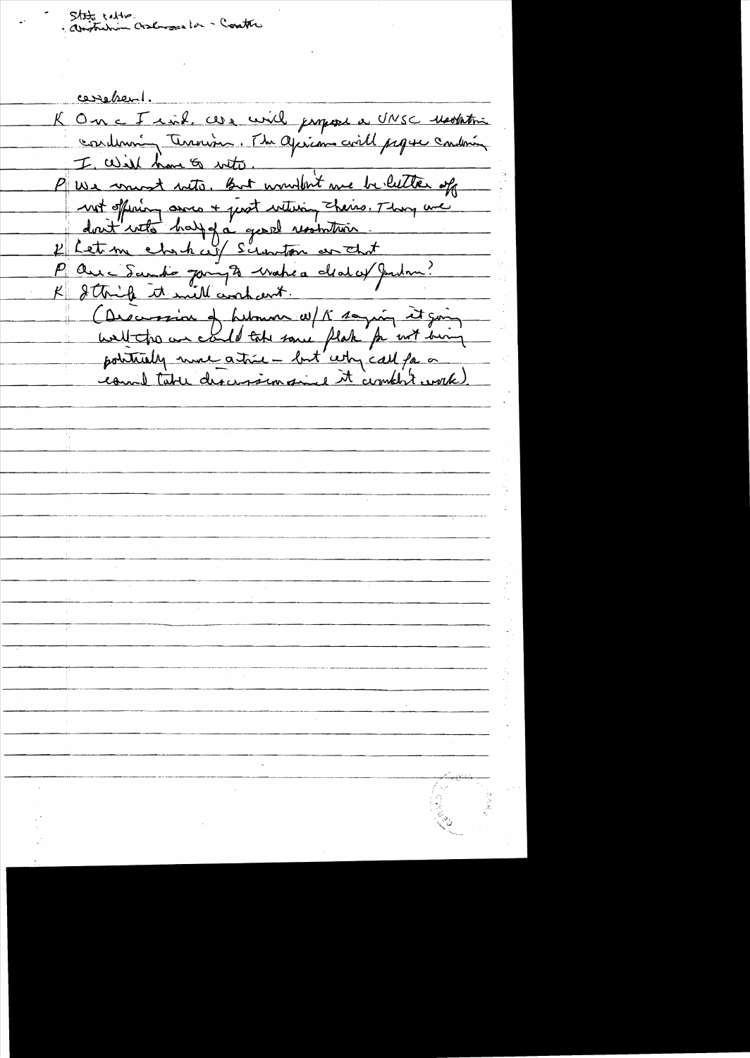State cable.
- Ambassador - Contra

cerebral.

K Once I veto. We will propose a UNSC resolution condemning terrorism. The Africans will propose condemning I. Will have to veto.

P We must veto. But wouldn't we be better off not offering ours & just vetoing theirs. They are don't veto half of a good resolution.

K Let me check w/ Scranton on that

P Are Sandis going to make a deal w/ Jordan?

K I think it will work out.

(Discussion of Lebanon w/ K saying it going well tho we could take some flak for not being politically more active - but why call for a round table discussion since it wouldn't work.)